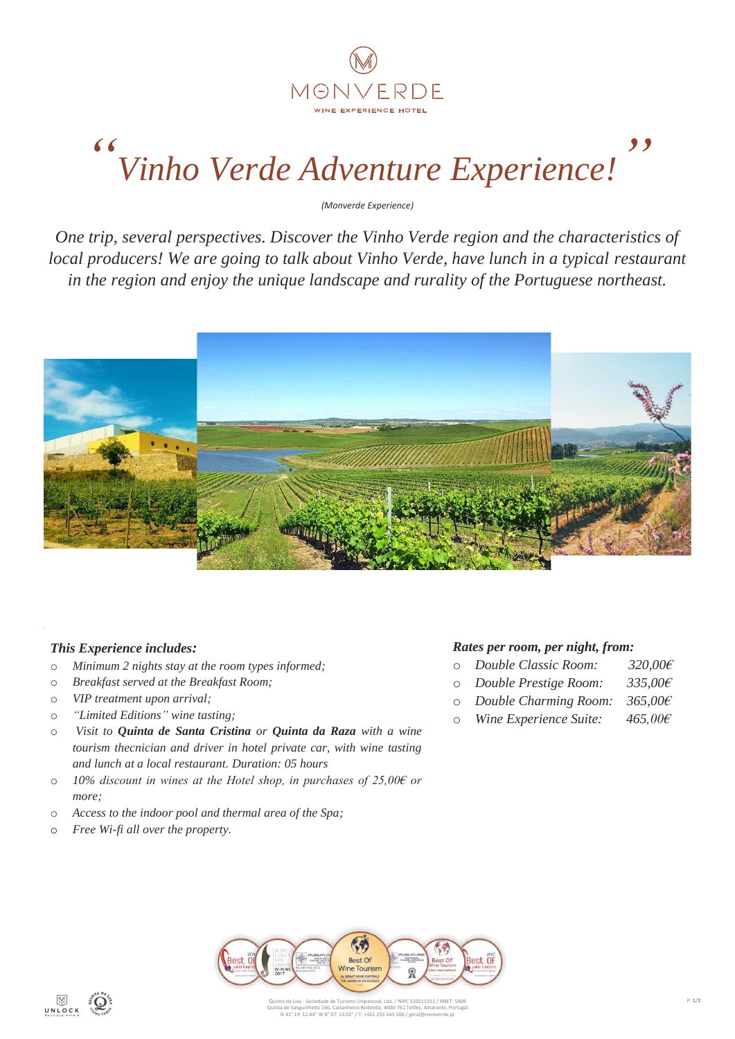MONVERDE

WINE EXPERIENCE HOTEL

# *"Vinho Verde Adventure Experience!"*

*(Monverde Experience)*

*One trip, several perspectives. Discover the Vinho Verde region and the characteristics of local producers! We are going to talk about Vinho Verde, have lunch in a typical restaurant in the region and enjoy the unique landscape and rurality of the Portuguese northeast.*

### *This Experience includes:*

- *Minimum 2 nights stay at the room types informed;*
- *Breakfast served at the Breakfast Room;*
- *VIP treatment upon arrival;*
- *"Limited Editions" wine tasting;*
- *Visit to **Quinta de Santa Cristina** or **Quinta da Raza** with a wine tourism thecnician and driver in hotel private car, with wine tasting and lunch at a local restaurant. Duration: 05 hours*
- *10% discount in wines at the Hotel shop, in purchases of 25,00€ or more;*
- *Access to the indoor pool and thermal area of the Spa;*
- *Free Wi-fi all over the property.*

### *Rates per room, per night, from:*

- *Double Classic Room: 320,00€*
- *Double Prestige Room: 335,00€*
- *Double Charming Room: 365,00€*
- *Wine Experience Suite: 465,00€*

Quinta da Lixa - Sociedade de Turismo Unipessoal, Lda. / NIPC 510211151 / RNET: 5408
Quinta de Sanguinhedo 166, Castanheiro Redondo, 4600-761 Telões, Amarante, Portugal
N 41° 19' 12.44" W 8° 07' 13.02" / T. +351 255 143 100 / geral@monverde.pt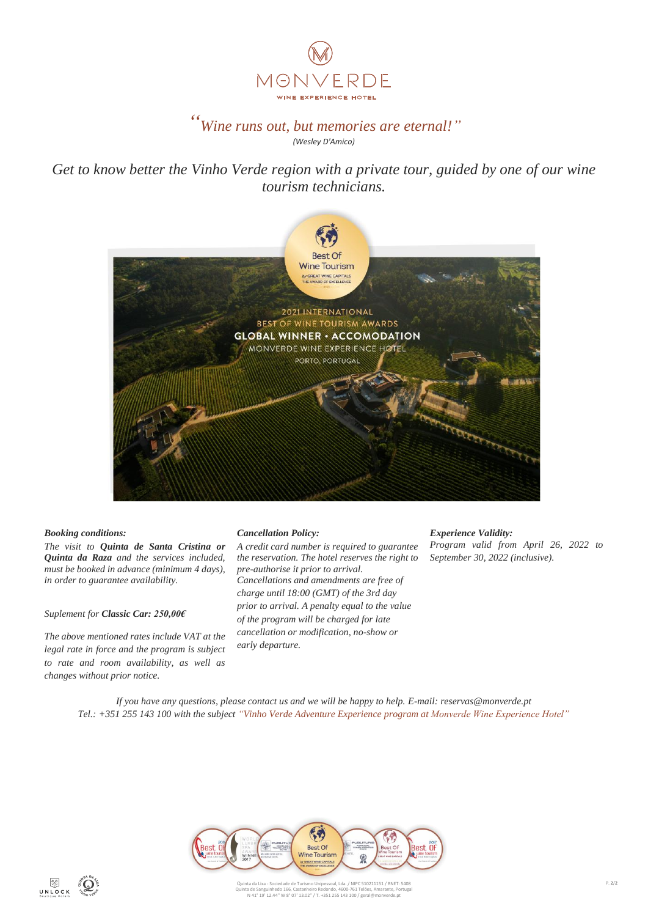MONVERDE
WINE EXPERIENCE HOTEL

*"Wine runs out, but memories are eternal!"*
*(Wesley D'Amico)*

*Get to know better the Vinho Verde region with a private tour, guided by one of our wine tourism technicians.*

### *Booking conditions:*

*The visit to **Quinta de Santa Cristina or Quinta da Raza** and the services included, must be booked in advance (minimum 4 days), in order to guarantee availability.*

*Suplement for **Classic Car: 250,00€***

*The above mentioned rates include VAT at the legal rate in force and the program is subject to rate and room availability, as well as changes without prior notice.*

### *Cancellation Policy:*

*A credit card number is required to guarantee the reservation. The hotel reserves the right to pre-authorise it prior to arrival.*
*Cancellations and amendments are free of charge until 18:00 (GMT) of the 3rd day prior to arrival. A penalty equal to the value of the program will be charged for late cancellation or modification, no-show or early departure.*

### *Experience Validity:*

*Program valid from April 26, 2022 to September 30, 2022 (inclusive).*

*If you have any questions, please contact us and we will be happy to help. E-mail: reservas@monverde.pt*
*Tel.: +351 255 143 100 with the subject "Vinho Verde Adventure Experience program at Monverde Wine Experience Hotel"*

Quinta da Lixa - Sociedade de Turismo Unipessoal, Lda. / NIPC 510211151 / RNET: 5408
Quinta de Sanguinhedo 166, Castanheiro Redondo, 4600-761 Telões, Amarante, Portugal
N 41° 19' 12.44" W 8° 07' 13.02" / T. +351 255 143 100 / geral@monverde.pt